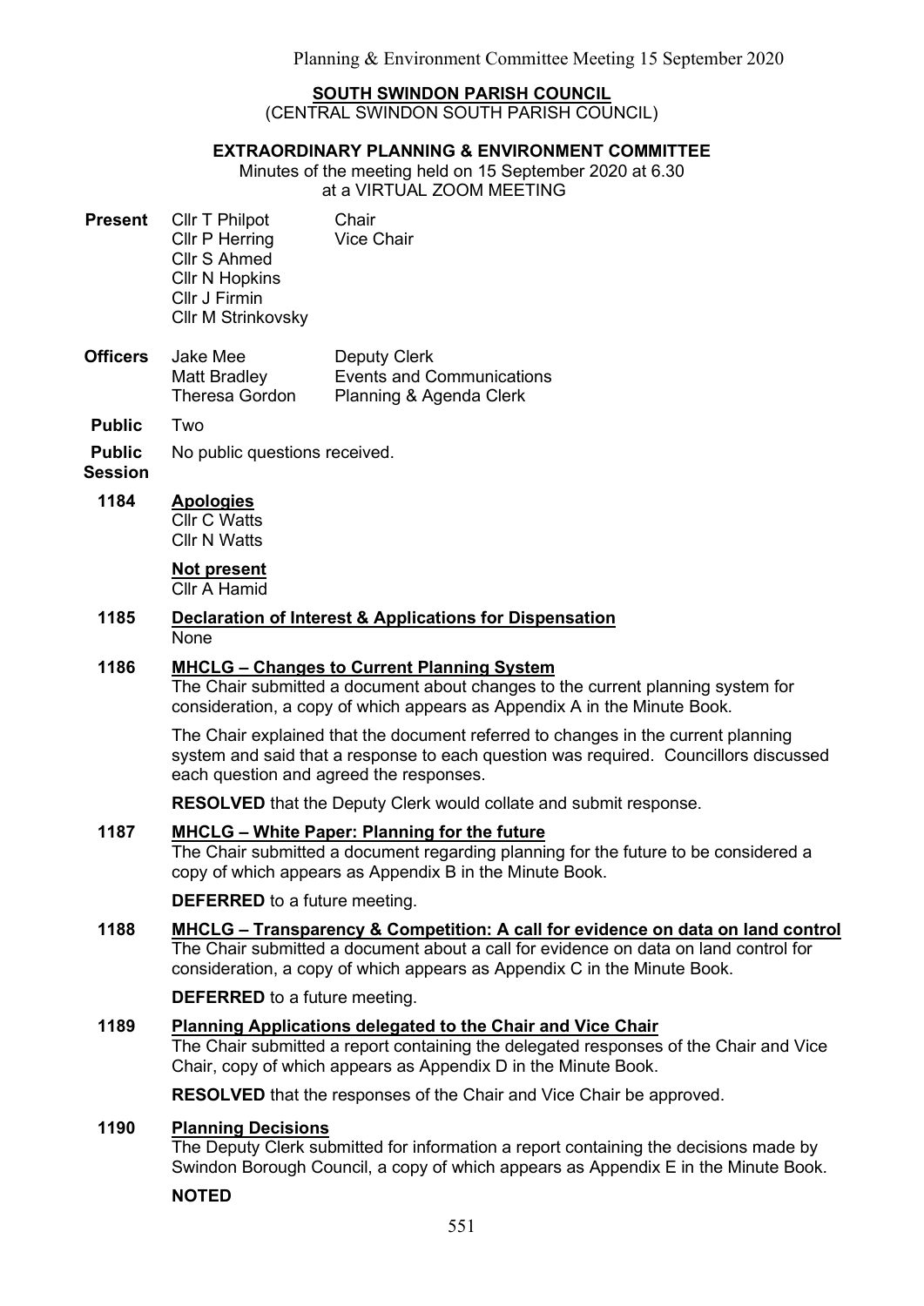**SOUTH SWINDON PARISH COUNCIL**
(CENTRAL SWINDON SOUTH PARISH COUNCIL)

**EXTRAORDINARY PLANNING & ENVIRONMENT COMMITTEE**

Minutes of the meeting held on 15 September 2020 at 6.30
at a VIRTUAL ZOOM MEETING

| | | |
|---|---|---|
| **Present** | Cllr T Philpot | Chair |
| | Cllr P Herring | Vice Chair |
| | Cllr S Ahmed | |
| | Cllr N Hopkins | |
| | Cllr J Firmin | |
| | Cllr M Strinkovsky | |
| **Officers** | Jake Mee | Deputy Clerk |
| | Matt Bradley | Events and Communications |
| | Theresa Gordon | Planning & Agenda Clerk |

**Public** Two

**Public Session** No public questions received.

**1184 Apologies**

Cllr C Watts
Cllr N Watts

**Not present**

Cllr A Hamid

**1185 Declaration of Interest & Applications for Dispensation**

None

**1186 MHCLG – Changes to Current Planning System**

The Chair submitted a document about changes to the current planning system for consideration, a copy of which appears as Appendix A in the Minute Book.

The Chair explained that the document referred to changes in the current planning system and said that a response to each question was required. Councillors discussed each question and agreed the responses.

**RESOLVED** that the Deputy Clerk would collate and submit response.

**1187 MHCLG – White Paper: Planning for the future**

The Chair submitted a document regarding planning for the future to be considered a copy of which appears as Appendix B in the Minute Book.

**DEFERRED** to a future meeting.

**1188 MHCLG – Transparency & Competition: A call for evidence on data on land control**

The Chair submitted a document about a call for evidence on data on land control for consideration, a copy of which appears as Appendix C in the Minute Book.

**DEFERRED** to a future meeting.

**1189 Planning Applications delegated to the Chair and Vice Chair**

The Chair submitted a report containing the delegated responses of the Chair and Vice Chair, copy of which appears as Appendix D in the Minute Book.

**RESOLVED** that the responses of the Chair and Vice Chair be approved.

**1190 Planning Decisions**

The Deputy Clerk submitted for information a report containing the decisions made by Swindon Borough Council, a copy of which appears as Appendix E in the Minute Book.

**NOTED**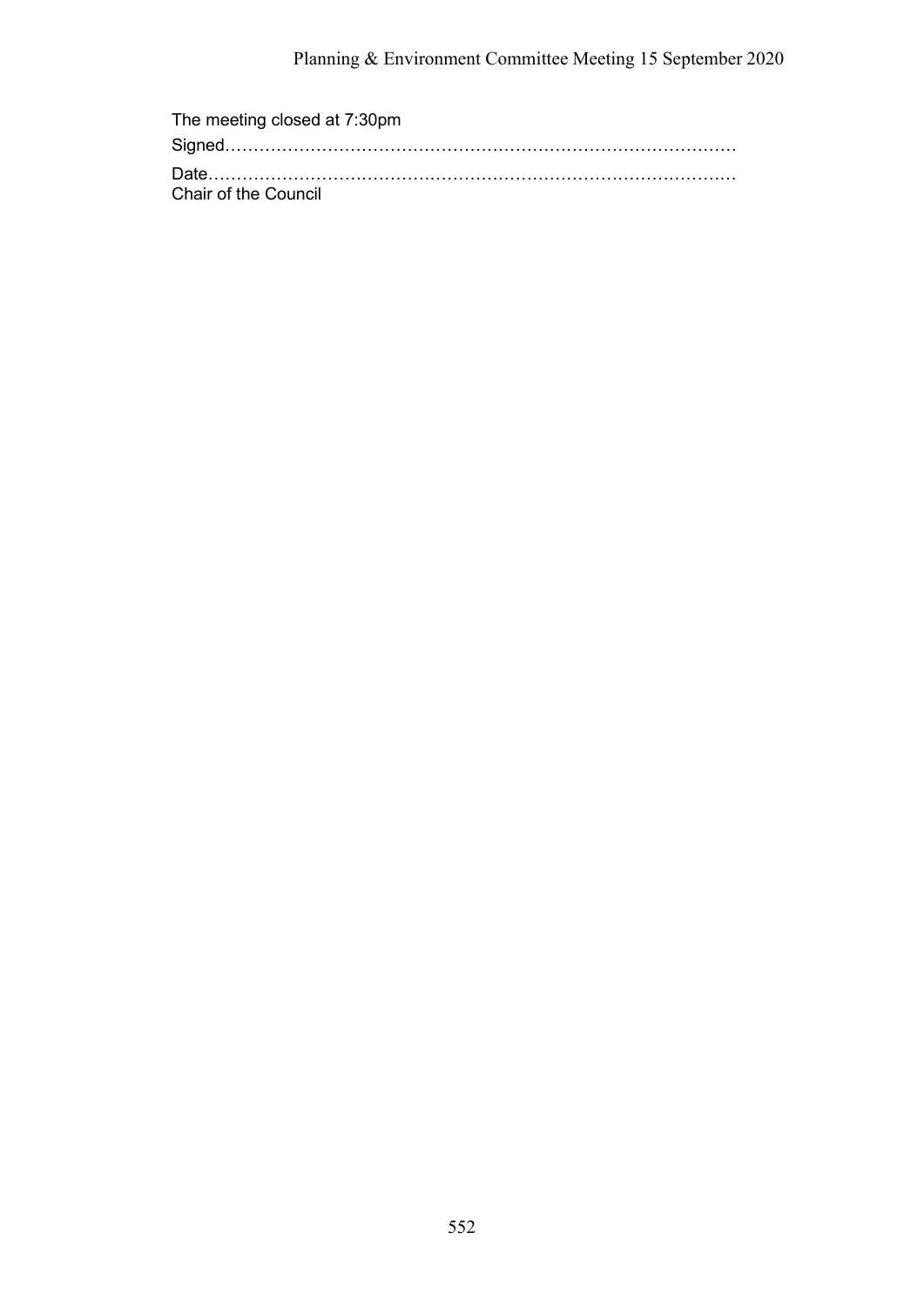The meeting closed at 7:30pm

Signed………………………………………………………………………………

Date…………………………………………………………………………………

Chair of the Council